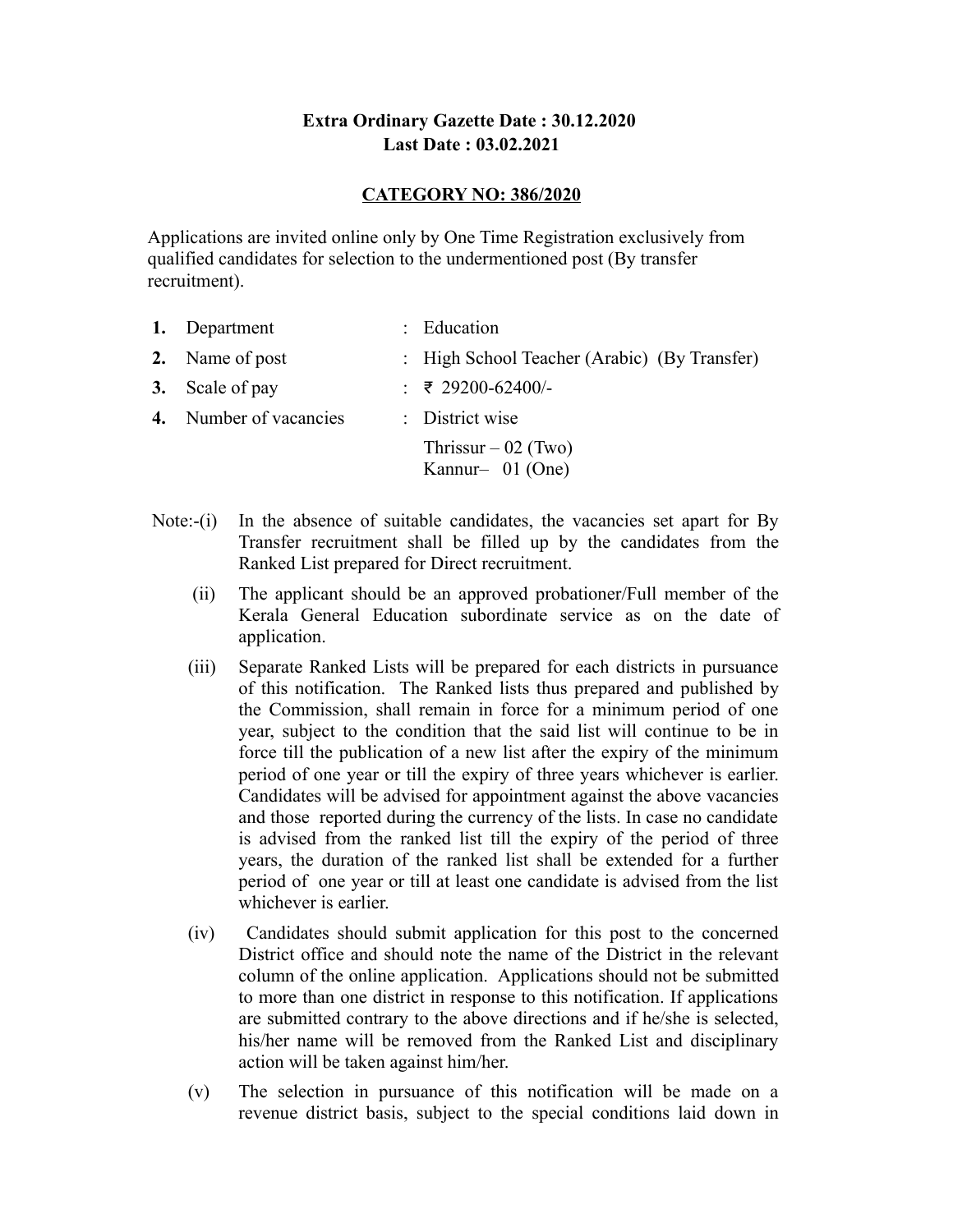**Extra Ordinary Gazette Date : 30.12.2020**
**Last Date : 03.02.2021**

**CATEGORY NO: 386/2020**

Applications are invited online only by One Time Registration exclusively from qualified candidates for selection to the undermentioned post (By transfer recruitment).

| | | | |
|---|---|---|---|
| **1.** | Department | : | Education |
| **2.** | Name of post | : | High School Teacher (Arabic) (By Transfer) |
| **3.** | Scale of pay | : | ₹ 29200-62400/- |
| **4.** | Number of vacancies | : | District wise |
| | | | Thrissur – 02 (Two)<br>Kannur– 01 (One) |

Note:-(i) In the absence of suitable candidates, the vacancies set apart for By Transfer recruitment shall be filled up by the candidates from the Ranked List prepared for Direct recruitment.

(ii) The applicant should be an approved probationer/Full member of the Kerala General Education subordinate service as on the date of application.

(iii) Separate Ranked Lists will be prepared for each districts in pursuance of this notification. The Ranked lists thus prepared and published by the Commission, shall remain in force for a minimum period of one year, subject to the condition that the said list will continue to be in force till the publication of a new list after the expiry of the minimum period of one year or till the expiry of three years whichever is earlier. Candidates will be advised for appointment against the above vacancies and those reported during the currency of the lists. In case no candidate is advised from the ranked list till the expiry of the period of three years, the duration of the ranked list shall be extended for a further period of one year or till at least one candidate is advised from the list whichever is earlier.

(iv) Candidates should submit application for this post to the concerned District office and should note the name of the District in the relevant column of the online application. Applications should not be submitted to more than one district in response to this notification. If applications are submitted contrary to the above directions and if he/she is selected, his/her name will be removed from the Ranked List and disciplinary action will be taken against him/her.

(v) The selection in pursuance of this notification will be made on a revenue district basis, subject to the special conditions laid down in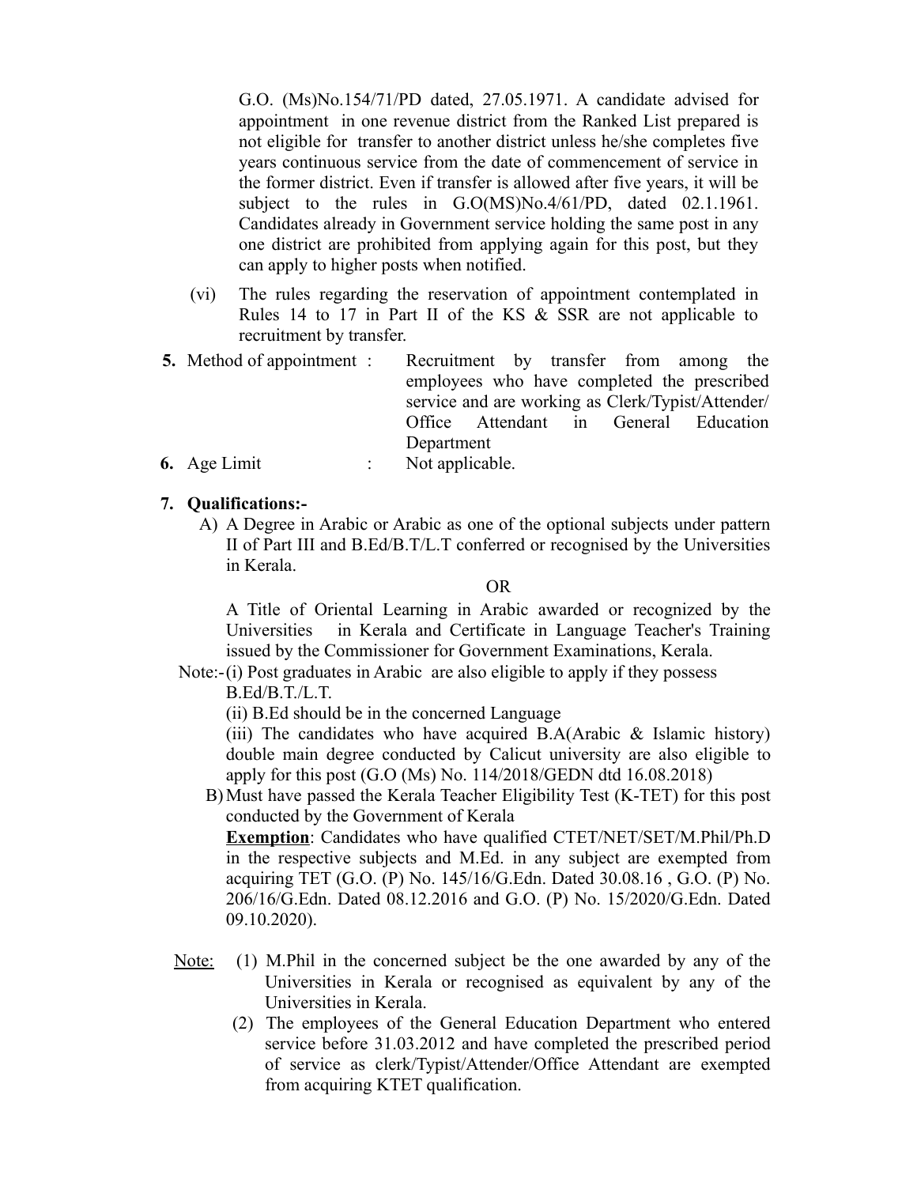G.O. (Ms)No.154/71/PD dated, 27.05.1971. A candidate advised for appointment in one revenue district from the Ranked List prepared is not eligible for transfer to another district unless he/she completes five years continuous service from the date of commencement of service in the former district. Even if transfer is allowed after five years, it will be subject to the rules in G.O(MS)No.4/61/PD, dated 02.1.1961. Candidates already in Government service holding the same post in any one district are prohibited from applying again for this post, but they can apply to higher posts when notified.

(vi) The rules regarding the reservation of appointment contemplated in Rules 14 to 17 in Part II of the KS & SSR are not applicable to recruitment by transfer.

**5.** Method of appointment : Recruitment by transfer from among the employees who have completed the prescribed service and are working as Clerk/Typist/Attender/ Office Attendant in General Education Department

**6.** Age Limit : Not applicable.

**7. Qualifications:-**

A) A Degree in Arabic or Arabic as one of the optional subjects under pattern II of Part III and B.Ed/B.T/L.T conferred or recognised by the Universities in Kerala.

OR

A Title of Oriental Learning in Arabic awarded or recognized by the Universities in Kerala and Certificate in Language Teacher's Training issued by the Commissioner for Government Examinations, Kerala.

Note:-(i) Post graduates in Arabic are also eligible to apply if they possess B.Ed/B.T./L.T.

(ii) B.Ed should be in the concerned Language

(iii) The candidates who have acquired B.A(Arabic & Islamic history) double main degree conducted by Calicut university are also eligible to apply for this post (G.O (Ms) No. 114/2018/GEDN dtd 16.08.2018)

B) Must have passed the Kerala Teacher Eligibility Test (K-TET) for this post conducted by the Government of Kerala

**Exemption**: Candidates who have qualified CTET/NET/SET/M.Phil/Ph.D in the respective subjects and M.Ed. in any subject are exempted from acquiring TET (G.O. (P) No. 145/16/G.Edn. Dated 30.08.16 , G.O. (P) No. 206/16/G.Edn. Dated 08.12.2016 and G.O. (P) No. 15/2020/G.Edn. Dated 09.10.2020).

Note: (1) M.Phil in the concerned subject be the one awarded by any of the Universities in Kerala or recognised as equivalent by any of the Universities in Kerala.

(2) The employees of the General Education Department who entered service before 31.03.2012 and have completed the prescribed period of service as clerk/Typist/Attender/Office Attendant are exempted from acquiring KTET qualification.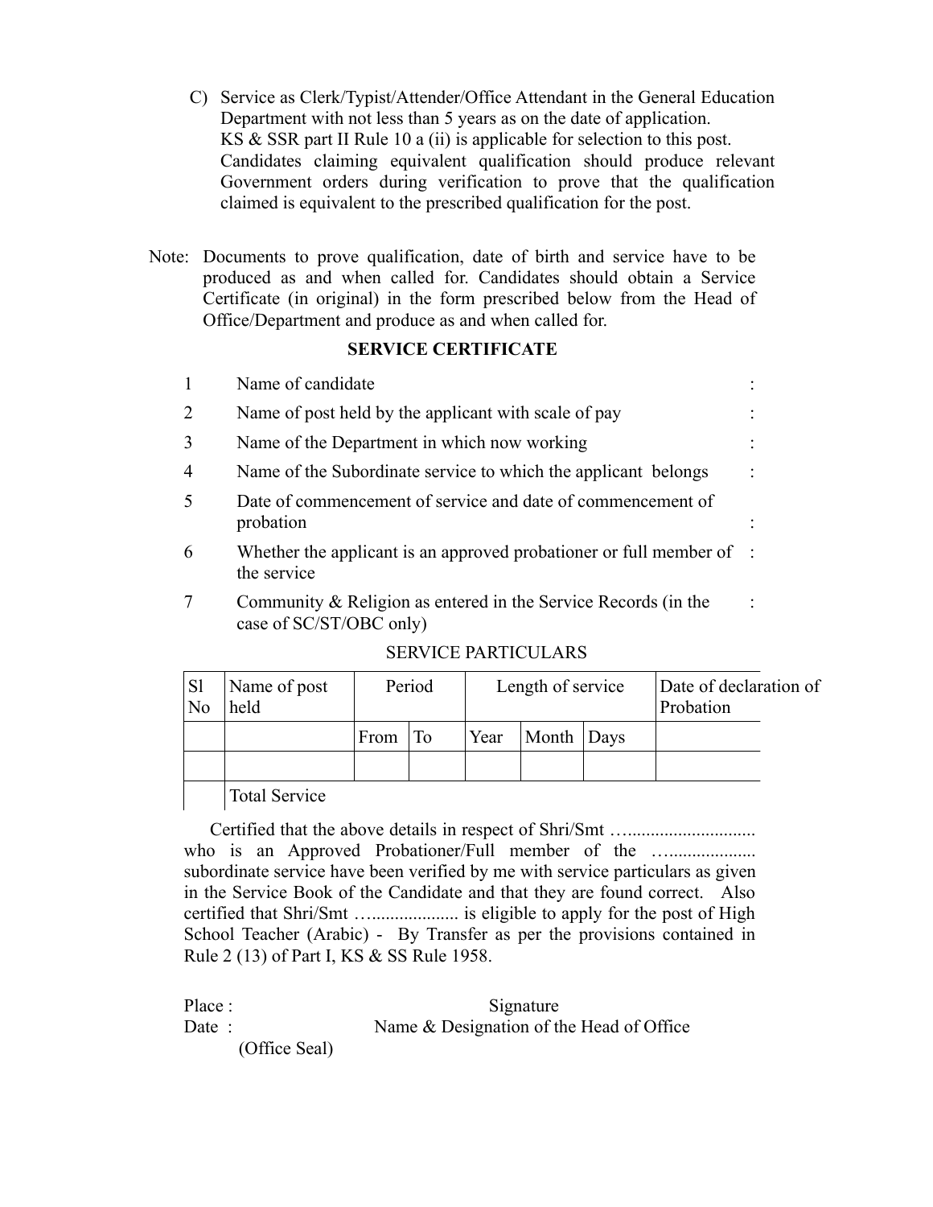C) Service as Clerk/Typist/Attender/Office Attendant in the General Education Department with not less than 5 years as on the date of application.
   KS & SSR part II Rule 10 a (ii) is applicable for selection to this post.
   Candidates claiming equivalent qualification should produce relevant Government orders during verification to prove that the qualification claimed is equivalent to the prescribed qualification for the post.

Note: Documents to prove qualification, date of birth and service have to be produced as and when called for. Candidates should obtain a Service Certificate (in original) in the form prescribed below from the Head of Office/Department and produce as and when called for.

**SERVICE CERTIFICATE**

| | | |
|---|---|---|
| 1 | Name of candidate | : |
| 2 | Name of post held by the applicant with scale of pay | : |
| 3 | Name of the Department in which now working | : |
| 4 | Name of the Subordinate service to which the applicant belongs | : |
| 5 | Date of commencement of service and date of commencement of probation | : |
| 6 | Whether the applicant is an approved probationer or full member of the service | : |
| 7 | Community & Religion as entered in the Service Records (in the case of SC/ST/OBC only) | : |

SERVICE PARTICULARS

| Sl No | Name of post held | Period | | Length of service | | | Date of declaration of Probation |
|---|---|---|---|---|---|---|---|
| | | From | To | Year | Month | Days | |
| | | | | | | | |
| | Total Service | | | | | | |

Certified that the above details in respect of Shri/Smt …............................ who is an Approved Probationer/Full member of the …................... subordinate service have been verified by me with service particulars as given in the Service Book of the Candidate and that they are found correct. Also certified that Shri/Smt …................... is eligible to apply for the post of High School Teacher (Arabic) - By Transfer as per the provisions contained in Rule 2 (13) of Part I, KS & SS Rule 1958.

Place :
Date :
(Office Seal)

Signature
Name & Designation of the Head of Office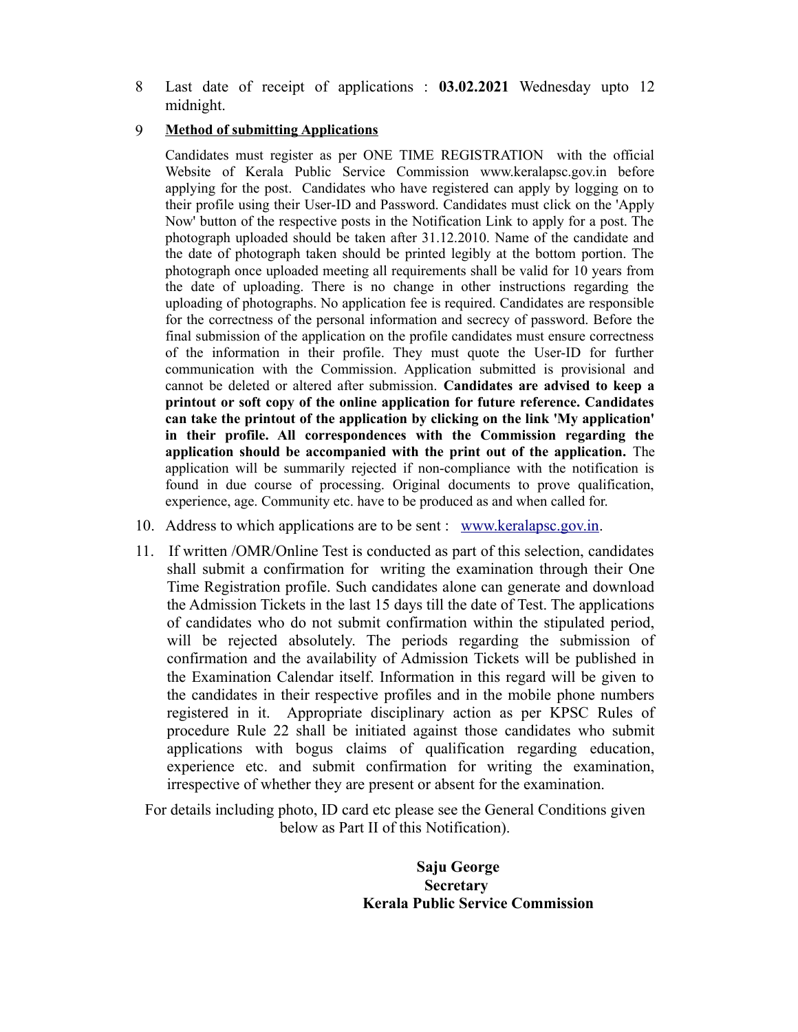8 Last date of receipt of applications : **03.02.2021** Wednesday upto 12 midnight.

9 **Method of submitting Applications**

Candidates must register as per ONE TIME REGISTRATION with the official Website of Kerala Public Service Commission www.keralapsc.gov.in before applying for the post. Candidates who have registered can apply by logging on to their profile using their User-ID and Password. Candidates must click on the 'Apply Now' button of the respective posts in the Notification Link to apply for a post. The photograph uploaded should be taken after 31.12.2010. Name of the candidate and the date of photograph taken should be printed legibly at the bottom portion. The photograph once uploaded meeting all requirements shall be valid for 10 years from the date of uploading. There is no change in other instructions regarding the uploading of photographs. No application fee is required. Candidates are responsible for the correctness of the personal information and secrecy of password. Before the final submission of the application on the profile candidates must ensure correctness of the information in their profile. They must quote the User-ID for further communication with the Commission. Application submitted is provisional and cannot be deleted or altered after submission. **Candidates are advised to keep a printout or soft copy of the online application for future reference. Candidates can take the printout of the application by clicking on the link 'My application' in their profile. All correspondences with the Commission regarding the application should be accompanied with the print out of the application.** The application will be summarily rejected if non-compliance with the notification is found in due course of processing. Original documents to prove qualification, experience, age. Community etc. have to be produced as and when called for.

10. Address to which applications are to be sent : [www.keralapsc.gov.in](http://www.keralapsc.gov.in).

11. If written /OMR/Online Test is conducted as part of this selection, candidates shall submit a confirmation for writing the examination through their One Time Registration profile. Such candidates alone can generate and download the Admission Tickets in the last 15 days till the date of Test. The applications of candidates who do not submit confirmation within the stipulated period, will be rejected absolutely. The periods regarding the submission of confirmation and the availability of Admission Tickets will be published in the Examination Calendar itself. Information in this regard will be given to the candidates in their respective profiles and in the mobile phone numbers registered in it. Appropriate disciplinary action as per KPSC Rules of procedure Rule 22 shall be initiated against those candidates who submit applications with bogus claims of qualification regarding education, experience etc. and submit confirmation for writing the examination, irrespective of whether they are present or absent for the examination.

For details including photo, ID card etc please see the General Conditions given below as Part II of this Notification).

**Saju George**
**Secretary**
**Kerala Public Service Commission**